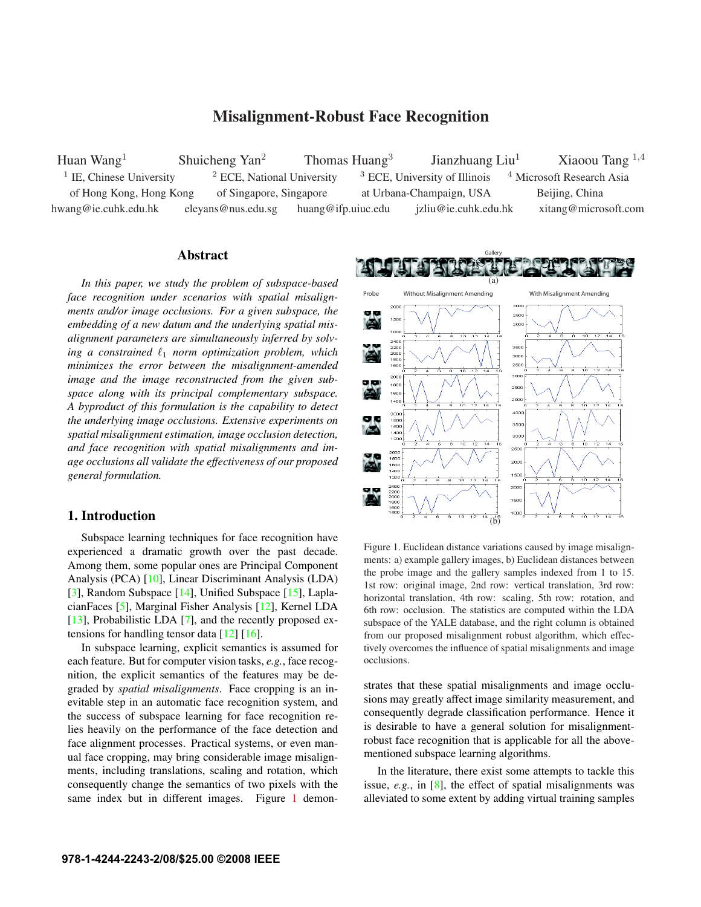# Misalignment-Robust Face Recognition

Huan Wang[1] Shuicheng Yan[2] Thomas Huang[3] Jianzhuang Liu[1] Xiaoou Tang [1,4]

[1] IE, Chinese University of Hong Kong, Hong Kong
[2] ECE, National University of Singapore, Singapore
[3] ECE, University of Illinois at Urbana-Champaign, USA
[4] Microsoft Research Asia Beijing, China

hwang@ie.cuhk.edu.hk eleyans@nus.edu.sg huang@ifp.uiuc.edu jzliu@ie.cuhk.edu.hk xitang@microsoft.com

## Abstract

*In this paper, we study the problem of subspace-based face recognition under scenarios with spatial misalignments and/or image occlusions. For a given subspace, the embedding of a new datum and the underlying spatial misalignment parameters are simultaneously inferred by solving a constrained $\ell_1$ norm optimization problem, which minimizes the error between the misalignment-amended image and the image reconstructed from the given subspace along with its principal complementary subspace. A byproduct of this formulation is the capability to detect the underlying image occlusions. Extensive experiments on spatial misalignment estimation, image occlusion detection, and face recognition with spatial misalignments and image occlusions all validate the effectiveness of our proposed general formulation.*

## 1. Introduction

Subspace learning techniques for face recognition have experienced a dramatic growth over the past decade. Among them, some popular ones are Principal Component Analysis (PCA) [10], Linear Discriminant Analysis (LDA) [3], Random Subspace [14], Unified Subspace [15], LaplacianFaces [5], Marginal Fisher Analysis [12], Kernel LDA [13], Probabilistic LDA [7], and the recently proposed extensions for handling tensor data [12] [16].

In subspace learning, explicit semantics is assumed for each feature. But for computer vision tasks, *e.g.*, face recognition, the explicit semantics of the features may be degraded by *spatial misalignments*. Face cropping is an inevitable step in an automatic face recognition system, and the success of subspace learning for face recognition relies heavily on the performance of the face detection and face alignment processes. Practical systems, or even manual face cropping, may bring considerable image misalignments, including translations, scaling and rotation, which consequently change the semantics of two pixels with the same index but in different images. Figure 1 demonstrates that these spatial misalignments and image occlusions may greatly affect image similarity measurement, and consequently degrade classification performance. Hence it is desirable to have a general solution for misalignment-robust face recognition that is applicable for all the above-mentioned subspace learning algorithms.

Figure 1. Euclidean distance variations caused by image misalignments: a) example gallery images, b) Euclidean distances between the probe image and the gallery samples indexed from 1 to 15. 1st row: original image, 2nd row: vertical translation, 3rd row: horizontal translation, 4th row: scaling, 5th row: rotation, and 6th row: occlusion. The statistics are computed within the LDA subspace of the YALE database, and the right column is obtained from our proposed misalignment robust algorithm, which effectively overcomes the influence of spatial misalignments and image occlusions.

In the literature, there exist some attempts to tackle this issue, *e.g.*, in [8], the effect of spatial misalignments was alleviated to some extent by adding virtual training samples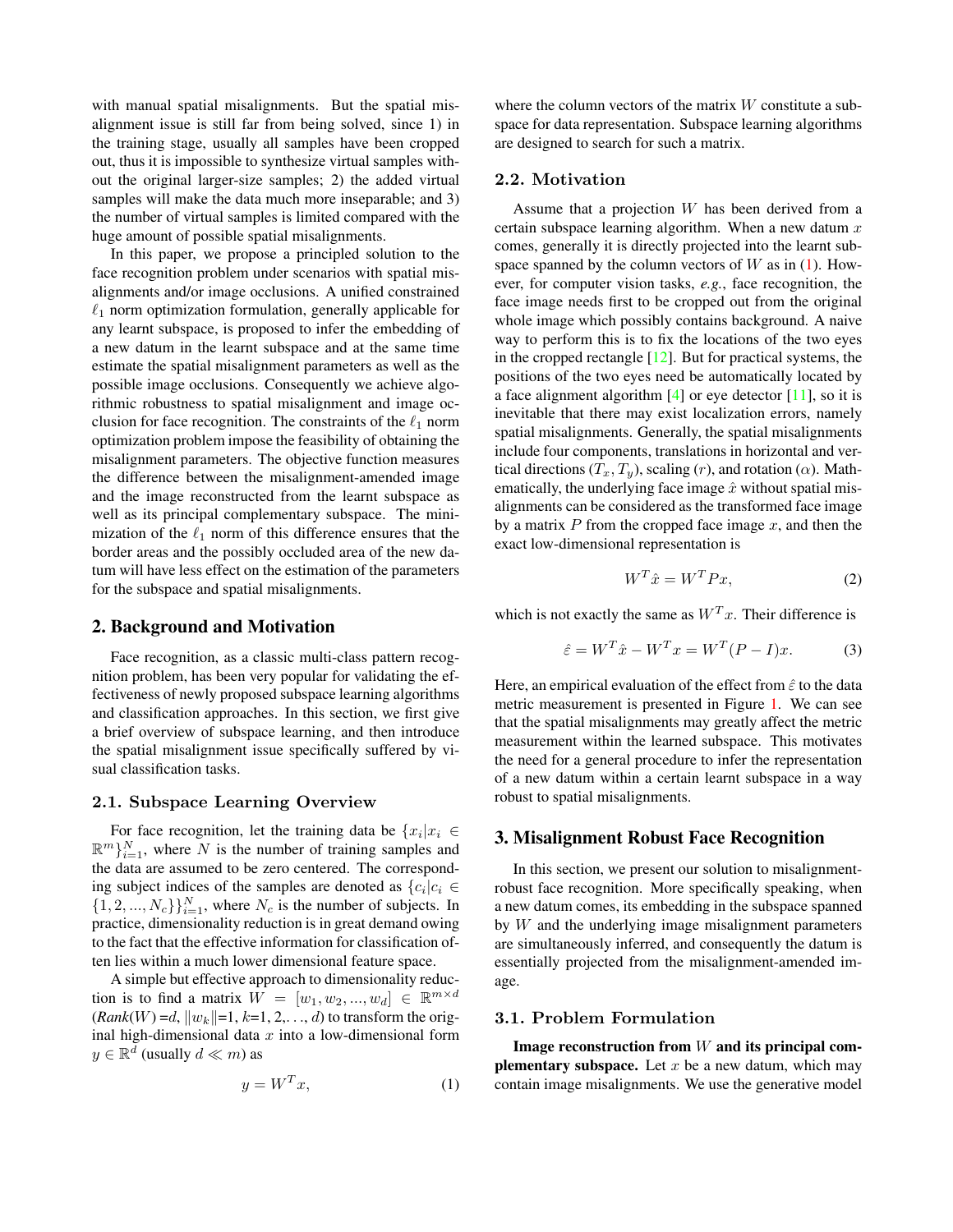with manual spatial misalignments. But the spatial misalignment issue is still far from being solved, since 1) in the training stage, usually all samples have been cropped out, thus it is impossible to synthesize virtual samples without the original larger-size samples; 2) the added virtual samples will make the data much more inseparable; and 3) the number of virtual samples is limited compared with the huge amount of possible spatial misalignments.

In this paper, we propose a principled solution to the face recognition problem under scenarios with spatial misalignments and/or image occlusions. A unified constrained $\ell_1$ norm optimization formulation, generally applicable for any learnt subspace, is proposed to infer the embedding of a new datum in the learnt subspace and at the same time estimate the spatial misalignment parameters as well as the possible image occlusions. Consequently we achieve algorithmic robustness to spatial misalignment and image occlusion for face recognition. The constraints of the $\ell_1$ norm optimization problem impose the feasibility of obtaining the misalignment parameters. The objective function measures the difference between the misalignment-amended image and the image reconstructed from the learnt subspace as well as its principal complementary subspace. The minimization of the $\ell_1$ norm of this difference ensures that the border areas and the possibly occluded area of the new datum will have less effect on the estimation of the parameters for the subspace and spatial misalignments.

## 2. Background and Motivation

Face recognition, as a classic multi-class pattern recognition problem, has been very popular for validating the effectiveness of newly proposed subspace learning algorithms and classification approaches. In this section, we first give a brief overview of subspace learning, and then introduce the spatial misalignment issue specifically suffered by visual classification tasks.

### 2.1. Subspace Learning Overview

For face recognition, let the training data be $\{x_i | x_i \in \mathbb{R}^m\}_{i=1}^N$, where $N$ is the number of training samples and the data are assumed to be zero centered. The corresponding subject indices of the samples are denoted as $\{c_i | c_i \in \{1, 2, ..., N_c\}\}_{i=1}^N$, where $N_c$ is the number of subjects. In practice, dimensionality reduction is in great demand owing to the fact that the effective information for classification often lies within a much lower dimensional feature space.

A simple but effective approach to dimensionality reduction is to find a matrix $W = [w_1, w_2, ..., w_d] \in \mathbb{R}^{m \times d}$ ($Rank(W) = d$, $\|w_k\| = 1$, $k = 1, 2, \ldots, d$) to transform the original high-dimensional data $x$ into a low-dimensional form $y \in \mathbb{R}^d$ (usually $d \ll m$) as

$$y = W^T x, \tag{1}$$

where the column vectors of the matrix $W$ constitute a subspace for data representation. Subspace learning algorithms are designed to search for such a matrix.

### 2.2. Motivation

Assume that a projection $W$ has been derived from a certain subspace learning algorithm. When a new datum $x$ comes, generally it is directly projected into the learnt subspace spanned by the column vectors of $W$ as in (1). However, for computer vision tasks, *e.g.*, face recognition, the face image needs first to be cropped out from the original whole image which possibly contains background. A naive way to perform this is to fix the locations of the two eyes in the cropped rectangle [12]. But for practical systems, the positions of the two eyes need be automatically located by a face alignment algorithm [4] or eye detector [11], so it is inevitable that there may exist localization errors, namely spatial misalignments. Generally, the spatial misalignments include four components, translations in horizontal and vertical directions ($T_x, T_y$), scaling ($r$), and rotation ($\alpha$). Mathematically, the underlying face image $\hat{x}$ without spatial misalignments can be considered as the transformed face image by a matrix $P$ from the cropped face image $x$, and then the exact low-dimensional representation is

$$W^T \hat{x} = W^T P x, \tag{2}$$

which is not exactly the same as $W^T x$. Their difference is

$$\hat{\varepsilon} = W^T \hat{x} - W^T x = W^T (P - I) x. \tag{3}$$

Here, an empirical evaluation of the effect from $\hat{\varepsilon}$ to the data metric measurement is presented in Figure 1. We can see that the spatial misalignments may greatly affect the metric measurement within the learned subspace. This motivates the need for a general procedure to infer the representation of a new datum within a certain learnt subspace in a way robust to spatial misalignments.

## 3. Misalignment Robust Face Recognition

In this section, we present our solution to misalignment-robust face recognition. More specifically speaking, when a new datum comes, its embedding in the subspace spanned by $W$ and the underlying image misalignment parameters are simultaneously inferred, and consequently the datum is essentially projected from the misalignment-amended image.

### 3.1. Problem Formulation

**Image reconstruction from $W$ and its principal complementary subspace.** Let $x$ be a new datum, which may contain image misalignments. We use the generative model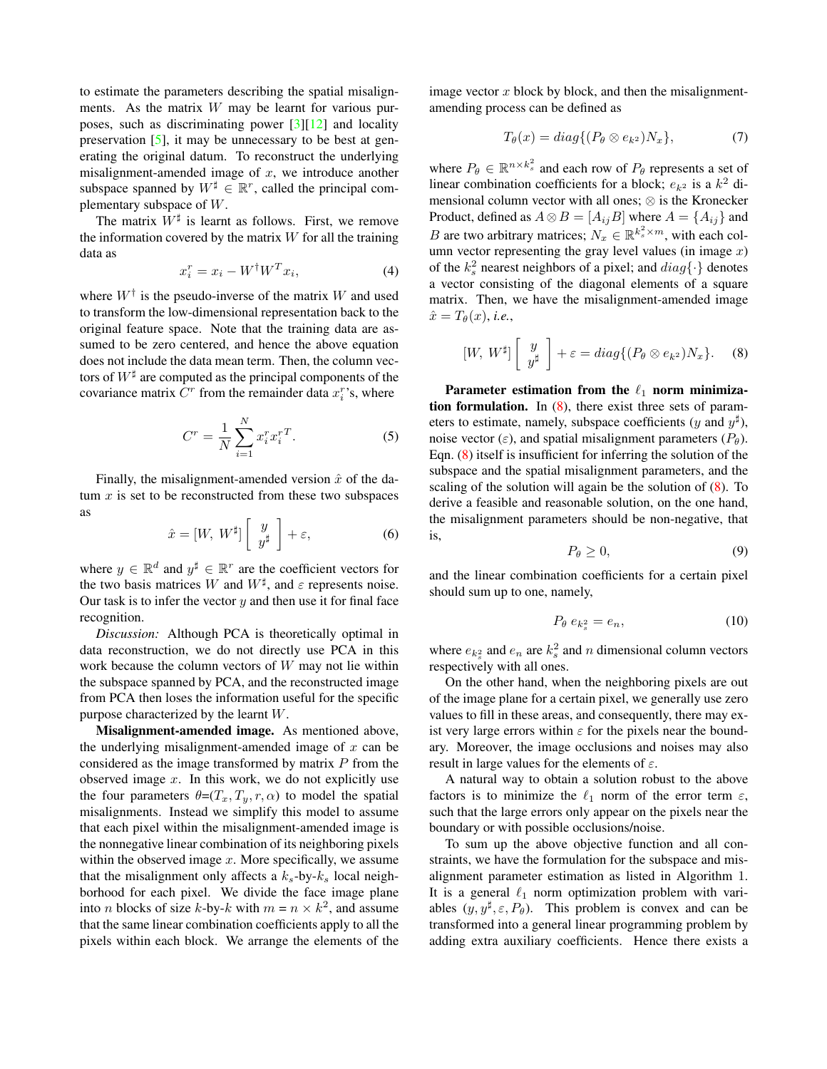to estimate the parameters describing the spatial misalignments. As the matrix $W$ may be learnt for various purposes, such as discriminating power [3][12] and locality preservation [5], it may be unnecessary to be best at generating the original datum. To reconstruct the underlying misalignment-amended image of $x$, we introduce another subspace spanned by $W^\sharp \in \mathbb{R}^r$, called the principal complementary subspace of $W$.

The matrix $W^\sharp$ is learnt as follows. First, we remove the information covered by the matrix $W$ for all the training data as

$$x_i^r = x_i - W^\dagger W^T x_i, \tag{4}$$

where $W^\dagger$ is the pseudo-inverse of the matrix $W$ and used to transform the low-dimensional representation back to the original feature space. Note that the training data are assumed to be zero centered, and hence the above equation does not include the data mean term. Then, the column vectors of $W^\sharp$ are computed as the principal components of the covariance matrix $C^r$ from the remainder data $x_i^r$'s, where

$$C^r = \frac{1}{N}\sum_{i=1}^{N} x_i^r x_i^{rT}. \tag{5}$$

Finally, the misalignment-amended version $\hat{x}$ of the datum $x$ is set to be reconstructed from these two subspaces as

$$\hat{x} = [W,\ W^\sharp]\begin{bmatrix} y \\ y^\sharp \end{bmatrix} + \varepsilon, \tag{6}$$

where $y \in \mathbb{R}^d$ and $y^\sharp \in \mathbb{R}^r$ are the coefficient vectors for the two basis matrices $W$ and $W^\sharp$, and $\varepsilon$ represents noise. Our task is to infer the vector $y$ and then use it for final face recognition.

*Discussion:* Although PCA is theoretically optimal in data reconstruction, we do not directly use PCA in this work because the column vectors of $W$ may not lie within the subspace spanned by PCA, and the reconstructed image from PCA then loses the information useful for the specific purpose characterized by the learnt $W$.

**Misalignment-amended image.** As mentioned above, the underlying misalignment-amended image of $x$ can be considered as the image transformed by matrix $P$ from the observed image $x$. In this work, we do not explicitly use the four parameters $\theta$=$(T_x, T_y, r, \alpha)$ to model the spatial misalignments. Instead we simplify this model to assume that each pixel within the misalignment-amended image is the nonnegative linear combination of its neighboring pixels within the observed image $x$. More specifically, we assume that the misalignment only affects a $k_s$-by-$k_s$ local neighborhood for each pixel. We divide the face image plane into $n$ blocks of size $k$-by-$k$ with $m = n \times k^2$, and assume that the same linear combination coefficients apply to all the pixels within each block. We arrange the elements of the image vector $x$ block by block, and then the misalignment-amending process can be defined as

$$T_\theta(x) = diag\{(P_\theta \otimes e_{k^2})N_x\}, \tag{7}$$

where $P_\theta \in \mathbb{R}^{n \times k_s^2}$ and each row of $P_\theta$ represents a set of linear combination coefficients for a block; $e_{k^2}$ is a $k^2$ dimensional column vector with all ones; $\otimes$ is the Kronecker Product, defined as $A \otimes B = [A_{ij}B]$ where $A = \{A_{ij}\}$ and $B$ are two arbitrary matrices; $N_x \in \mathbb{R}^{k_s^2 \times m}$, with each column vector representing the gray level values (in image $x$) of the $k_s^2$ nearest neighbors of a pixel; and $diag\{\cdot\}$ denotes a vector consisting of the diagonal elements of a square matrix. Then, we have the misalignment-amended image $\hat{x} = T_\theta(x)$, *i.e.*,

$$[W,\ W^\sharp]\begin{bmatrix} y \\ y^\sharp \end{bmatrix} + \varepsilon = diag\{(P_\theta \otimes e_{k^2})N_x\}. \tag{8}$$

**Parameter estimation from the $\ell_1$ norm minimization formulation.** In (8), there exist three sets of parameters to estimate, namely, subspace coefficients ($y$ and $y^\sharp$), noise vector ($\varepsilon$), and spatial misalignment parameters ($P_\theta$). Eqn. (8) itself is insufficient for inferring the solution of the subspace and the spatial misalignment parameters, and the scaling of the solution will again be the solution of (8). To derive a feasible and reasonable solution, on the one hand, the misalignment parameters should be non-negative, that is,

$$P_\theta \geq 0, \tag{9}$$

and the linear combination coefficients for a certain pixel should sum up to one, namely,

$$P_\theta\, e_{k_s^2} = e_n, \tag{10}$$

where $e_{k_s^2}$ and $e_n$ are $k_s^2$ and $n$ dimensional column vectors respectively with all ones.

On the other hand, when the neighboring pixels are out of the image plane for a certain pixel, we generally use zero values to fill in these areas, and consequently, there may exist very large errors within $\varepsilon$ for the pixels near the boundary. Moreover, the image occlusions and noises may also result in large values for the elements of $\varepsilon$.

A natural way to obtain a solution robust to the above factors is to minimize the $\ell_1$ norm of the error term $\varepsilon$, such that the large errors only appear on the pixels near the boundary or with possible occlusions/noise.

To sum up the above objective function and all constraints, we have the formulation for the subspace and misalignment parameter estimation as listed in Algorithm 1. It is a general $\ell_1$ norm optimization problem with variables $(y, y^\sharp, \varepsilon, P_\theta)$. This problem is convex and can be transformed into a general linear programming problem by adding extra auxiliary coefficients. Hence there exists a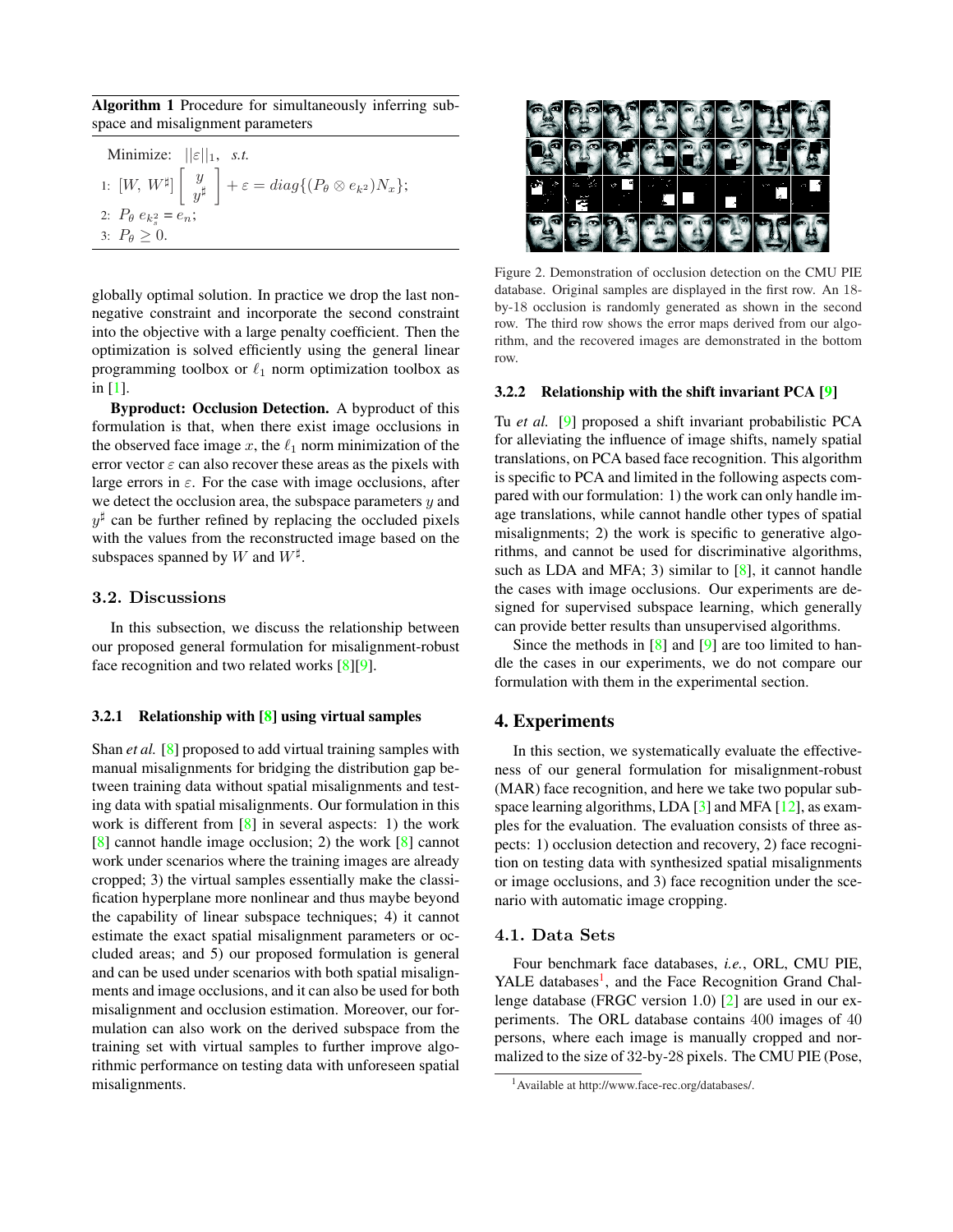**Algorithm 1** Procedure for simultaneously inferring subspace and misalignment parameters

Minimize: $||\varepsilon||_1$, *s.t.*

1: $[W,\ W^\sharp]\begin{bmatrix} y \\ y^\sharp \end{bmatrix} + \varepsilon = diag\{(P_\theta \otimes e_{k^2})N_x\}$;

2: $P_\theta\ e_{k_s^2} = e_n$;

3: $P_\theta \geq 0$.

globally optimal solution. In practice we drop the last non-negative constraint and incorporate the second constraint into the objective with a large penalty coefficient. Then the optimization is solved efficiently using the general linear programming toolbox or $\ell_1$ norm optimization toolbox as in [1].

**Byproduct: Occlusion Detection.** A byproduct of this formulation is that, when there exist image occlusions in the observed face image $x$, the $\ell_1$ norm minimization of the error vector $\varepsilon$ can also recover these areas as the pixels with large errors in $\varepsilon$. For the case with image occlusions, after we detect the occlusion area, the subspace parameters $y$ and $y^\sharp$ can be further refined by replacing the occluded pixels with the values from the reconstructed image based on the subspaces spanned by $W$ and $W^\sharp$.

### 3.2. Discussions

In this subsection, we discuss the relationship between our proposed general formulation for misalignment-robust face recognition and two related works [8][9].

#### 3.2.1 Relationship with [8] using virtual samples

Shan *et al.* [8] proposed to add virtual training samples with manual misalignments for bridging the distribution gap between training data without spatial misalignments and testing data with spatial misalignments. Our formulation in this work is different from [8] in several aspects: 1) the work [8] cannot handle image occlusion; 2) the work [8] cannot work under scenarios where the training images are already cropped; 3) the virtual samples essentially make the classification hyperplane more nonlinear and thus maybe beyond the capability of linear subspace techniques; 4) it cannot estimate the exact spatial misalignment parameters or occluded areas; and 5) our proposed formulation is general and can be used under scenarios with both spatial misalignments and image occlusions, and it can also be used for both misalignment and occlusion estimation. Moreover, our formulation can also work on the derived subspace from the training set with virtual samples to further improve algorithmic performance on testing data with unforeseen spatial misalignments.

Figure 2. Demonstration of occlusion detection on the CMU PIE database. Original samples are displayed in the first row. An 18-by-18 occlusion is randomly generated as shown in the second row. The third row shows the error maps derived from our algorithm, and the recovered images are demonstrated in the bottom row.

#### 3.2.2 Relationship with the shift invariant PCA [9]

Tu *et al.* [9] proposed a shift invariant probabilistic PCA for alleviating the influence of image shifts, namely spatial translations, on PCA based face recognition. This algorithm is specific to PCA and limited in the following aspects compared with our formulation: 1) the work can only handle image translations, while cannot handle other types of spatial misalignments; 2) the work is specific to generative algorithms, and cannot be used for discriminative algorithms, such as LDA and MFA; 3) similar to [8], it cannot handle the cases with image occlusions. Our experiments are designed for supervised subspace learning, which generally can provide better results than unsupervised algorithms.

Since the methods in [8] and [9] are too limited to handle the cases in our experiments, we do not compare our formulation with them in the experimental section.

## 4. Experiments

In this section, we systematically evaluate the effectiveness of our general formulation for misalignment-robust (MAR) face recognition, and here we take two popular subspace learning algorithms, LDA [3] and MFA [12], as examples for the evaluation. The evaluation consists of three aspects: 1) occlusion detection and recovery, 2) face recognition on testing data with synthesized spatial misalignments or image occlusions, and 3) face recognition under the scenario with automatic image cropping.

### 4.1. Data Sets

Four benchmark face databases, *i.e.*, ORL, CMU PIE, YALE databases[1], and the Face Recognition Grand Challenge database (FRGC version 1.0) [2] are used in our experiments. The ORL database contains 400 images of 40 persons, where each image is manually cropped and normalized to the size of 32-by-28 pixels. The CMU PIE (Pose,

[1] Available at http://www.face-rec.org/databases/.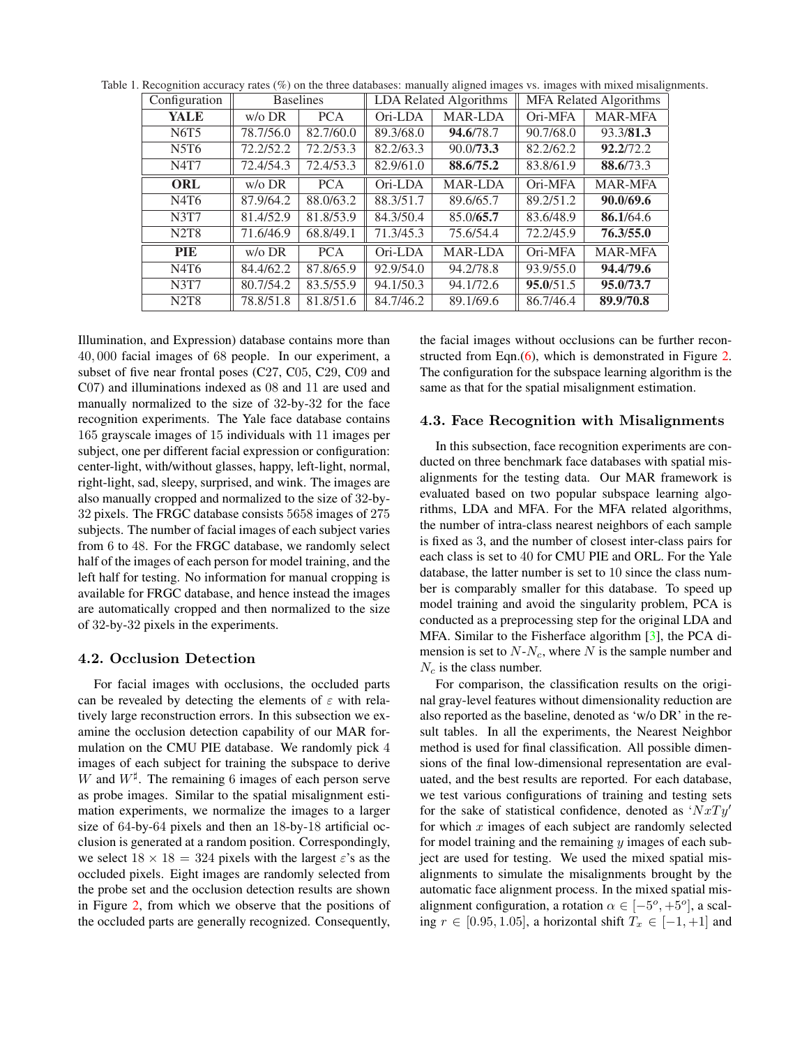Table 1. Recognition accuracy rates (%) on the three databases: manually aligned images vs. images with mixed misalignments.

| Configuration | Baselines | | LDA Related Algorithms | | MFA Related Algorithms | |
|---|---|---|---|---|---|---|
| **YALE** | w/o DR | PCA | Ori-LDA | MAR-LDA | Ori-MFA | MAR-MFA |
| N6T5 | 78.7/56.0 | 82.7/60.0 | 89.3/68.0 | **94.6**/78.7 | 90.7/68.0 | 93.3/**81.3** |
| N5T6 | 72.2/52.2 | 72.2/53.3 | 82.2/63.3 | 90.0/**73.3** | 82.2/62.2 | **92.2**/72.2 |
| N4T7 | 72.4/54.3 | 72.4/53.3 | 82.9/61.0 | **88.6/75.2** | 83.8/61.9 | **88.6**/73.3 |
| **ORL** | w/o DR | PCA | Ori-LDA | MAR-LDA | Ori-MFA | MAR-MFA |
| N4T6 | 87.9/64.2 | 88.0/63.2 | 88.3/51.7 | 89.6/65.7 | 89.2/51.2 | **90.0/69.6** |
| N3T7 | 81.4/52.9 | 81.8/53.9 | 84.3/50.4 | 85.0/**65.7** | 83.6/48.9 | **86.1**/64.6 |
| N2T8 | 71.6/46.9 | 68.8/49.1 | 71.3/45.3 | 75.6/54.4 | 72.2/45.9 | **76.3/55.0** |
| **PIE** | w/o DR | PCA | Ori-LDA | MAR-LDA | Ori-MFA | MAR-MFA |
| N4T6 | 84.4/62.2 | 87.8/65.9 | 92.9/54.0 | 94.2/78.8 | 93.9/55.0 | **94.4/79.6** |
| N3T7 | 80.7/54.2 | 83.5/55.9 | 94.1/50.3 | 94.1/72.6 | **95.0**/51.5 | **95.0/73.7** |
| N2T8 | 78.8/51.8 | 81.8/51.6 | 84.7/46.2 | 89.1/69.6 | 86.7/46.4 | **89.9/70.8** |

Illumination, and Expression) database contains more than $40,000$ facial images of 68 people. In our experiment, a subset of five near frontal poses (C27, C05, C29, C09 and C07) and illuminations indexed as 08 and 11 are used and manually normalized to the size of 32-by-32 for the face recognition experiments. The Yale face database contains 165 grayscale images of 15 individuals with 11 images per subject, one per different facial expression or configuration: center-light, with/without glasses, happy, left-light, normal, right-light, sad, sleepy, surprised, and wink. The images are also manually cropped and normalized to the size of 32-by-32 pixels. The FRGC database consists 5658 images of 275 subjects. The number of facial images of each subject varies from 6 to 48. For the FRGC database, we randomly select half of the images of each person for model training, and the left half for testing. No information for manual cropping is available for FRGC database, and hence instead the images are automatically cropped and then normalized to the size of 32-by-32 pixels in the experiments.

### 4.2. Occlusion Detection

For facial images with occlusions, the occluded parts can be revealed by detecting the elements of $\varepsilon$ with relatively large reconstruction errors. In this subsection we examine the occlusion detection capability of our MAR formulation on the CMU PIE database. We randomly pick 4 images of each subject for training the subspace to derive $W$ and $W^\sharp$. The remaining 6 images of each person serve as probe images. Similar to the spatial misalignment estimation experiments, we normalize the images to a larger size of 64-by-64 pixels and then an 18-by-18 artificial occlusion is generated at a random position. Correspondingly, we select $18 \times 18 = 324$ pixels with the largest $\varepsilon$'s as the occluded pixels. Eight images are randomly selected from the probe set and the occlusion detection results are shown in Figure 2, from which we observe that the positions of the occluded parts are generally recognized. Consequently, the facial images without occlusions can be further reconstructed from Eqn.(6), which is demonstrated in Figure 2. The configuration for the subspace learning algorithm is the same as that for the spatial misalignment estimation.

### 4.3. Face Recognition with Misalignments

In this subsection, face recognition experiments are conducted on three benchmark face databases with spatial misalignments for the testing data. Our MAR framework is evaluated based on two popular subspace learning algorithms, LDA and MFA. For the MFA related algorithms, the number of intra-class nearest neighbors of each sample is fixed as 3, and the number of closest inter-class pairs for each class is set to 40 for CMU PIE and ORL. For the Yale database, the latter number is set to 10 since the class number is comparably smaller for this database. To speed up model training and avoid the singularity problem, PCA is conducted as a preprocessing step for the original LDA and MFA. Similar to the Fisherface algorithm [3], the PCA dimension is set to $N$-$N_c$, where $N$ is the sample number and $N_c$ is the class number.

For comparison, the classification results on the original gray-level features without dimensionality reduction are also reported as the baseline, denoted as 'w/o DR' in the result tables. In all the experiments, the Nearest Neighbor method is used for final classification. All possible dimensions of the final low-dimensional representation are evaluated, and the best results are reported. For each database, we test various configurations of training and testing sets for the sake of statistical confidence, denoted as '$NxTy$' for which $x$ images of each subject are randomly selected for model training and the remaining $y$ images of each subject are used for testing. We used the mixed spatial misalignments to simulate the misalignments brought by the automatic face alignment process. In the mixed spatial misalignment configuration, a rotation $\alpha \in [-5^o, +5^o]$, a scaling $r \in [0.95, 1.05]$, a horizontal shift $T_x \in [-1, +1]$ and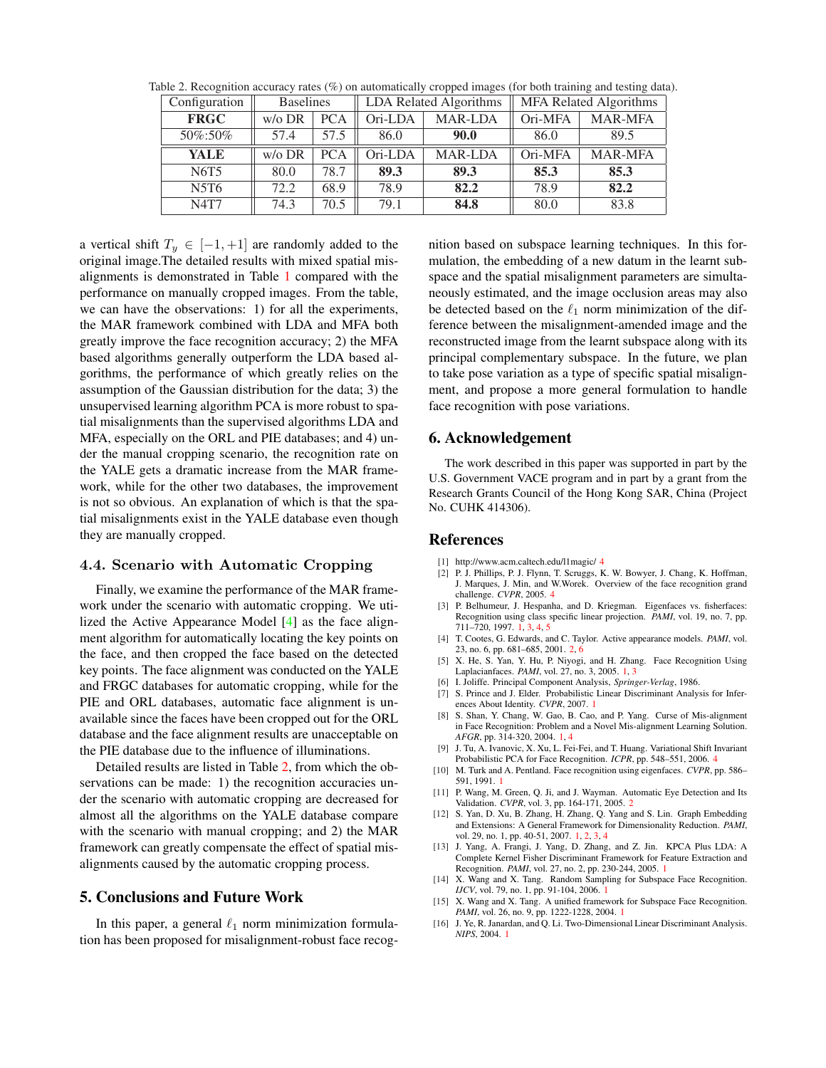Table 2. Recognition accuracy rates (%) on automatically cropped images (for both training and testing data).

| Configuration | Baselines | | LDA Related Algorithms | | MFA Related Algorithms | |
|---|---|---|---|---|---|---|
| **FRGC** | w/o DR | PCA | Ori-LDA | MAR-LDA | Ori-MFA | MAR-MFA |
| 50%:50% | 57.4 | 57.5 | 86.0 | **90.0** | 86.0 | 89.5 |
| **YALE** | w/o DR | PCA | Ori-LDA | MAR-LDA | Ori-MFA | MAR-MFA |
| N6T5 | 80.0 | 78.7 | **89.3** | **89.3** | **85.3** | **85.3** |
| N5T6 | 72.2 | 68.9 | 78.9 | **82.2** | 78.9 | **82.2** |
| N4T7 | 74.3 | 70.5 | 79.1 | **84.8** | 80.0 | 83.8 |

a vertical shift $T_y \in [-1, +1]$ are randomly added to the original image.The detailed results with mixed spatial misalignments is demonstrated in Table 1 compared with the performance on manually cropped images. From the table, we can have the observations: 1) for all the experiments, the MAR framework combined with LDA and MFA both greatly improve the face recognition accuracy; 2) the MFA based algorithms generally outperform the LDA based algorithms, the performance of which greatly relies on the assumption of the Gaussian distribution for the data; 3) the unsupervised learning algorithm PCA is more robust to spatial misalignments than the supervised algorithms LDA and MFA, especially on the ORL and PIE databases; and 4) under the manual cropping scenario, the recognition rate on the YALE gets a dramatic increase from the MAR framework, while for the other two databases, the improvement is not so obvious. An explanation of which is that the spatial misalignments exist in the YALE database even though they are manually cropped.

### 4.4. Scenario with Automatic Cropping

Finally, we examine the performance of the MAR framework under the scenario with automatic cropping. We utilized the Active Appearance Model [4] as the face alignment algorithm for automatically locating the key points on the face, and then cropped the face based on the detected key points. The face alignment was conducted on the YALE and FRGC databases for automatic cropping, while for the PIE and ORL databases, automatic face alignment is unavailable since the faces have been cropped out for the ORL database and the face alignment results are unacceptable on the PIE database due to the influence of illuminations.

Detailed results are listed in Table 2, from which the observations can be made: 1) the recognition accuracies under the scenario with automatic cropping are decreased for almost all the algorithms on the YALE database compare with the scenario with manual cropping; and 2) the MAR framework can greatly compensate the effect of spatial misalignments caused by the automatic cropping process.

## 5. Conclusions and Future Work

In this paper, a general $\ell_1$ norm minimization formulation has been proposed for misalignment-robust face recognition based on subspace learning techniques. In this formulation, the embedding of a new datum in the learnt subspace and the spatial misalignment parameters are simultaneously estimated, and the image occlusion areas may also be detected based on the $\ell_1$ norm minimization of the difference between the misalignment-amended image and the reconstructed image from the learnt subspace along with its principal complementary subspace. In the future, we plan to take pose variation as a type of specific spatial misalignment, and propose a more general formulation to handle face recognition with pose variations.

## 6. Acknowledgement

The work described in this paper was supported in part by the U.S. Government VACE program and in part by a grant from the Research Grants Council of the Hong Kong SAR, China (Project No. CUHK 414306).

## References

[1] http://www.acm.caltech.edu/l1magic/ 4

[2] P. J. Phillips, P. J. Flynn, T. Scruggs, K. W. Bowyer, J. Chang, K. Hoffman, J. Marques, J. Min, and W.Worek. Overview of the face recognition grand challenge. *CVPR*, 2005. 4

[3] P. Belhumeur, J. Hespanha, and D. Kriegman. Eigenfaces vs. fisherfaces: Recognition using class specific linear projection. *PAMI*, vol. 19, no. 7, pp. 711–720, 1997. 1, 3, 4, 5

[4] T. Cootes, G. Edwards, and C. Taylor. Active appearance models. *PAMI*, vol. 23, no. 6, pp. 681–685, 2001. 2, 6

[5] X. He, S. Yan, Y. Hu, P. Niyogi, and H. Zhang. Face Recognition Using Laplacianfaces. *PAMI*, vol. 27, no. 3, 2005. 1, 3

[6] I. Joliffe. Principal Component Analysis, *Springer-Verlag*, 1986.

[7] S. Prince and J. Elder. Probabilistic Linear Discriminant Analysis for Inferences About Identity. *CVPR*, 2007. 1

[8] S. Shan, Y. Chang, W. Gao, B. Cao, and P. Yang. Curse of Mis-alignment in Face Recognition: Problem and a Novel Mis-alignment Learning Solution. *AFGR*, pp. 314-320, 2004. 1, 4

[9] J. Tu, A. Ivanovic, X. Xu, L. Fei-Fei, and T. Huang. Variational Shift Invariant Probabilistic PCA for Face Recognition. *ICPR*, pp. 548–551, 2006. 4

[10] M. Turk and A. Pentland. Face recognition using eigenfaces. *CVPR*, pp. 586–591, 1991. 1

[11] P. Wang, M. Green, Q. Ji, and J. Wayman. Automatic Eye Detection and Its Validation. *CVPR*, vol. 3, pp. 164-171, 2005. 2

[12] S. Yan, D. Xu, B. Zhang, H. Zhang, Q. Yang and S. Lin. Graph Embedding and Extensions: A General Framework for Dimensionality Reduction. *PAMI*, vol. 29, no. 1, pp. 40-51, 2007. 1, 2, 3, 4

[13] J. Yang, A. Frangi, J. Yang, D. Zhang, and Z. Jin. KPCA Plus LDA: A Complete Kernel Fisher Discriminant Framework for Feature Extraction and Recognition. *PAMI*, vol. 27, no. 2, pp. 230-244, 2005. 1

[14] X. Wang and X. Tang. Random Sampling for Subspace Face Recognition. *IJCV*, vol. 79, no. 1, pp. 91-104, 2006. 1

[15] X. Wang and X. Tang. A unified framework for Subspace Face Recognition. *PAMI*, vol. 26, no. 9, pp. 1222-1228, 2004. 1

[16] J. Ye, R. Janardan, and Q. Li. Two-Dimensional Linear Discriminant Analysis. *NIPS*, 2004. 1